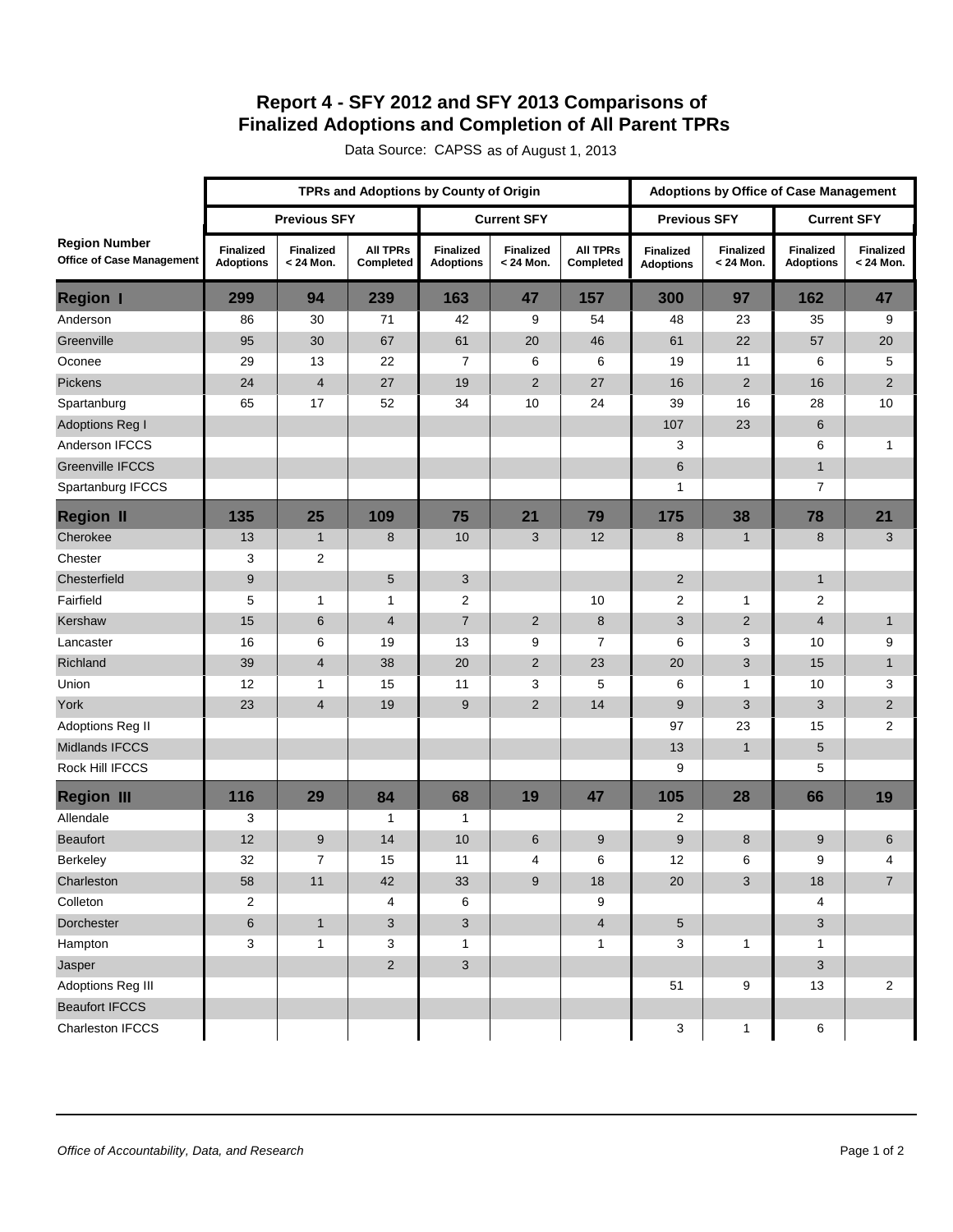# Report 4 - SFY 2012 and SFY 2013 Comparisons of Finalized Adoptions and Completion of All Parent TPRs

Data Source: CAPSS as of August 1, 2013

| Region Number<br>Office of Case Management | TPRs and Adoptions by County of Origin | | | | | | Adoptions by Office of Case Management | | | |
|---|---|---|---|---|---|---|---|---|---|---|
| | Previous SFY | | | Current SFY | | | Previous SFY | | Current SFY | |
| | Finalized Adoptions | Finalized < 24 Mon. | All TPRs Completed | Finalized Adoptions | Finalized < 24 Mon. | All TPRs Completed | Finalized Adoptions | Finalized < 24 Mon. | Finalized Adoptions | Finalized < 24 Mon. |
| **Region I** | **299** | **94** | **239** | **163** | **47** | **157** | **300** | **97** | **162** | **47** |
| Anderson | 86 | 30 | 71 | 42 | 9 | 54 | 48 | 23 | 35 | 9 |
| Greenville | 95 | 30 | 67 | 61 | 20 | 46 | 61 | 22 | 57 | 20 |
| Oconee | 29 | 13 | 22 | 7 | 6 | 6 | 19 | 11 | 6 | 5 |
| Pickens | 24 | 4 | 27 | 19 | 2 | 27 | 16 | 2 | 16 | 2 |
| Spartanburg | 65 | 17 | 52 | 34 | 10 | 24 | 39 | 16 | 28 | 10 |
| Adoptions Reg I | | | | | | | 107 | 23 | 6 | |
| Anderson IFCCS | | | | | | | 3 | | 6 | 1 |
| Greenville IFCCS | | | | | | | 6 | | 1 | |
| Spartanburg IFCCS | | | | | | | 1 | | 7 | |
| **Region II** | **135** | **25** | **109** | **75** | **21** | **79** | **175** | **38** | **78** | **21** |
| Cherokee | 13 | 1 | 8 | 10 | 3 | 12 | 8 | 1 | 8 | 3 |
| Chester | 3 | 2 | | | | | | | | |
| Chesterfield | 9 | | 5 | 3 | | | 2 | | 1 | |
| Fairfield | 5 | 1 | 1 | 2 | | 10 | 2 | 1 | 2 | |
| Kershaw | 15 | 6 | 4 | 7 | 2 | 8 | 3 | 2 | 4 | 1 |
| Lancaster | 16 | 6 | 19 | 13 | 9 | 7 | 6 | 3 | 10 | 9 |
| Richland | 39 | 4 | 38 | 20 | 2 | 23 | 20 | 3 | 15 | 1 |
| Union | 12 | 1 | 15 | 11 | 3 | 5 | 6 | 1 | 10 | 3 |
| York | 23 | 4 | 19 | 9 | 2 | 14 | 9 | 3 | 3 | 2 |
| Adoptions Reg II | | | | | | | 97 | 23 | 15 | 2 |
| Midlands IFCCS | | | | | | | 13 | 1 | 5 | |
| Rock Hill IFCCS | | | | | | | 9 | | 5 | |
| **Region III** | **116** | **29** | **84** | **68** | **19** | **47** | **105** | **28** | **66** | **19** |
| Allendale | 3 | | 1 | 1 | | | 2 | | | |
| Beaufort | 12 | 9 | 14 | 10 | 6 | 9 | 9 | 8 | 9 | 6 |
| Berkeley | 32 | 7 | 15 | 11 | 4 | 6 | 12 | 6 | 9 | 4 |
| Charleston | 58 | 11 | 42 | 33 | 9 | 18 | 20 | 3 | 18 | 7 |
| Colleton | 2 | | 4 | 6 | | 9 | | | 4 | |
| Dorchester | 6 | 1 | 3 | 3 | | 4 | 5 | | 3 | |
| Hampton | 3 | 1 | 3 | 1 | | 1 | 3 | 1 | 1 | |
| Jasper | | | 2 | 3 | | | | | 3 | |
| Adoptions Reg III | | | | | | | 51 | 9 | 13 | 2 |
| Beaufort IFCCS | | | | | | | | | | |
| Charleston IFCCS | | | | | | | 3 | 1 | 6 | |

*Office of Accountability, Data, and Research*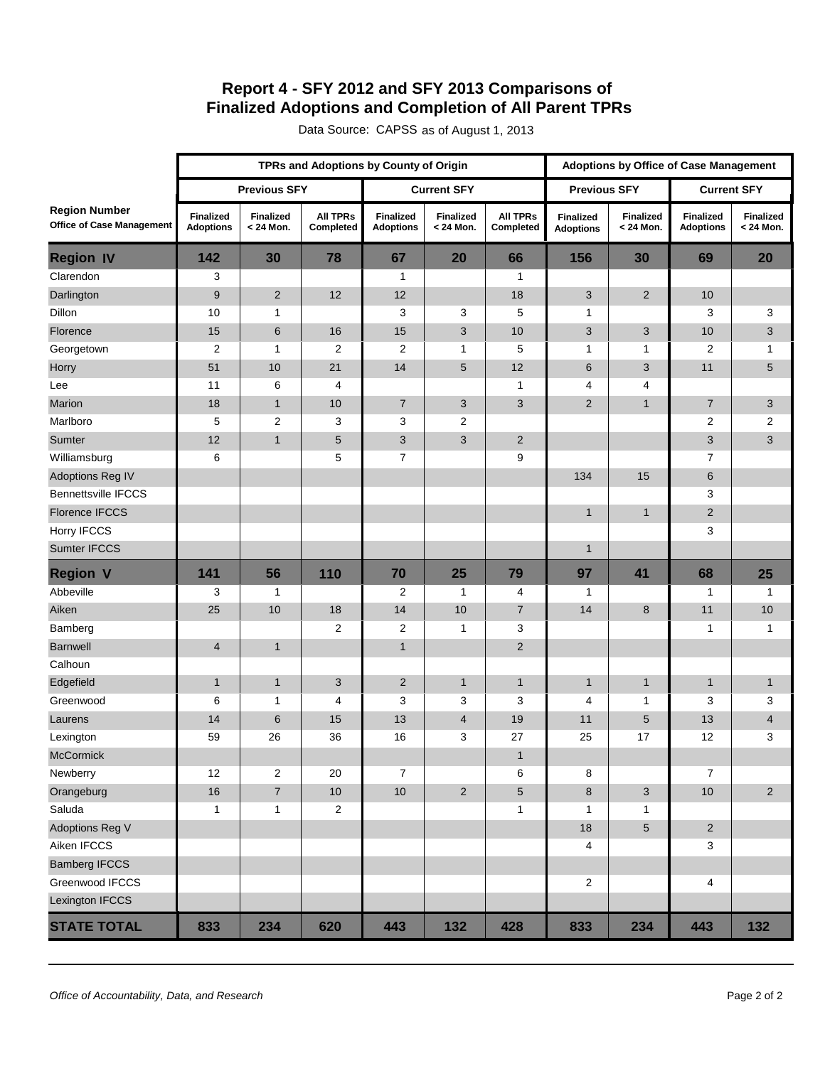# Report 4 - SFY 2012 and SFY 2013 Comparisons of Finalized Adoptions and Completion of All Parent TPRs

Data Source: CAPSS as of August 1, 2013

| Region Number | TPRs and Adoptions by County of Origin | | | | | | Adoptions by Office of Case Management | | | |
|---|---|---|---|---|---|---|---|---|---|---|
| | Previous SFY | | | Current SFY | | | Previous SFY | | Current SFY | |
| Office of Case Management | Finalized Adoptions | Finalized < 24 Mon. | All TPRs Completed | Finalized Adoptions | Finalized < 24 Mon. | All TPRs Completed | Finalized Adoptions | Finalized < 24 Mon. | Finalized Adoptions | Finalized < 24 Mon. |
| **Region IV** | **142** | **30** | **78** | **67** | **20** | **66** | **156** | **30** | **69** | **20** |
| Clarendon | 3 | | | 1 | | 1 | | | | |
| Darlington | 9 | 2 | 12 | 12 | | 18 | 3 | 2 | 10 | |
| Dillon | 10 | 1 | | 3 | 3 | 5 | 1 | | 3 | 3 |
| Florence | 15 | 6 | 16 | 15 | 3 | 10 | 3 | 3 | 10 | 3 |
| Georgetown | 2 | 1 | 2 | 2 | 1 | 5 | 1 | 1 | 2 | 1 |
| Horry | 51 | 10 | 21 | 14 | 5 | 12 | 6 | 3 | 11 | 5 |
| Lee | 11 | 6 | 4 | | | 1 | 4 | 4 | | |
| Marion | 18 | 1 | 10 | 7 | 3 | 3 | 2 | 1 | 7 | 3 |
| Marlboro | 5 | 2 | 3 | 3 | 2 | | | | 2 | 2 |
| Sumter | 12 | 1 | 5 | 3 | 3 | 2 | | | 3 | 3 |
| Williamsburg | 6 | | 5 | 7 | | 9 | | | 7 | |
| Adoptions Reg IV | | | | | | | 134 | 15 | 6 | |
| Bennettsville IFCCS | | | | | | | | | 3 | |
| Florence IFCCS | | | | | | | 1 | 1 | 2 | |
| Horry IFCCS | | | | | | | | | 3 | |
| Sumter IFCCS | | | | | | | 1 | | | |
| **Region V** | **141** | **56** | **110** | **70** | **25** | **79** | **97** | **41** | **68** | **25** |
| Abbeville | 3 | 1 | | 2 | 1 | 4 | 1 | | 1 | 1 |
| Aiken | 25 | 10 | 18 | 14 | 10 | 7 | 14 | 8 | 11 | 10 |
| Bamberg | | | 2 | 2 | 1 | 3 | | | 1 | 1 |
| Barnwell | 4 | 1 | | 1 | | 2 | | | | |
| Calhoun | | | | | | | | | | |
| Edgefield | 1 | 1 | 3 | 2 | 1 | 1 | 1 | 1 | 1 | 1 |
| Greenwood | 6 | 1 | 4 | 3 | 3 | 3 | 4 | 1 | 3 | 3 |
| Laurens | 14 | 6 | 15 | 13 | 4 | 19 | 11 | 5 | 13 | 4 |
| Lexington | 59 | 26 | 36 | 16 | 3 | 27 | 25 | 17 | 12 | 3 |
| McCormick | | | | | | 1 | | | | |
| Newberry | 12 | 2 | 20 | 7 | | 6 | 8 | | 7 | |
| Orangeburg | 16 | 7 | 10 | 10 | 2 | 5 | 8 | 3 | 10 | 2 |
| Saluda | 1 | 1 | 2 | | | 1 | 1 | 1 | | |
| Adoptions Reg V | | | | | | | 18 | 5 | 2 | |
| Aiken IFCCS | | | | | | | 4 | | 3 | |
| Bamberg IFCCS | | | | | | | | | | |
| Greenwood IFCCS | | | | | | | 2 | | 4 | |
| Lexington IFCCS | | | | | | | | | | |
| **STATE TOTAL** | **833** | **234** | **620** | **443** | **132** | **428** | **833** | **234** | **443** | **132** |

*Office of Accountability, Data, and Research*